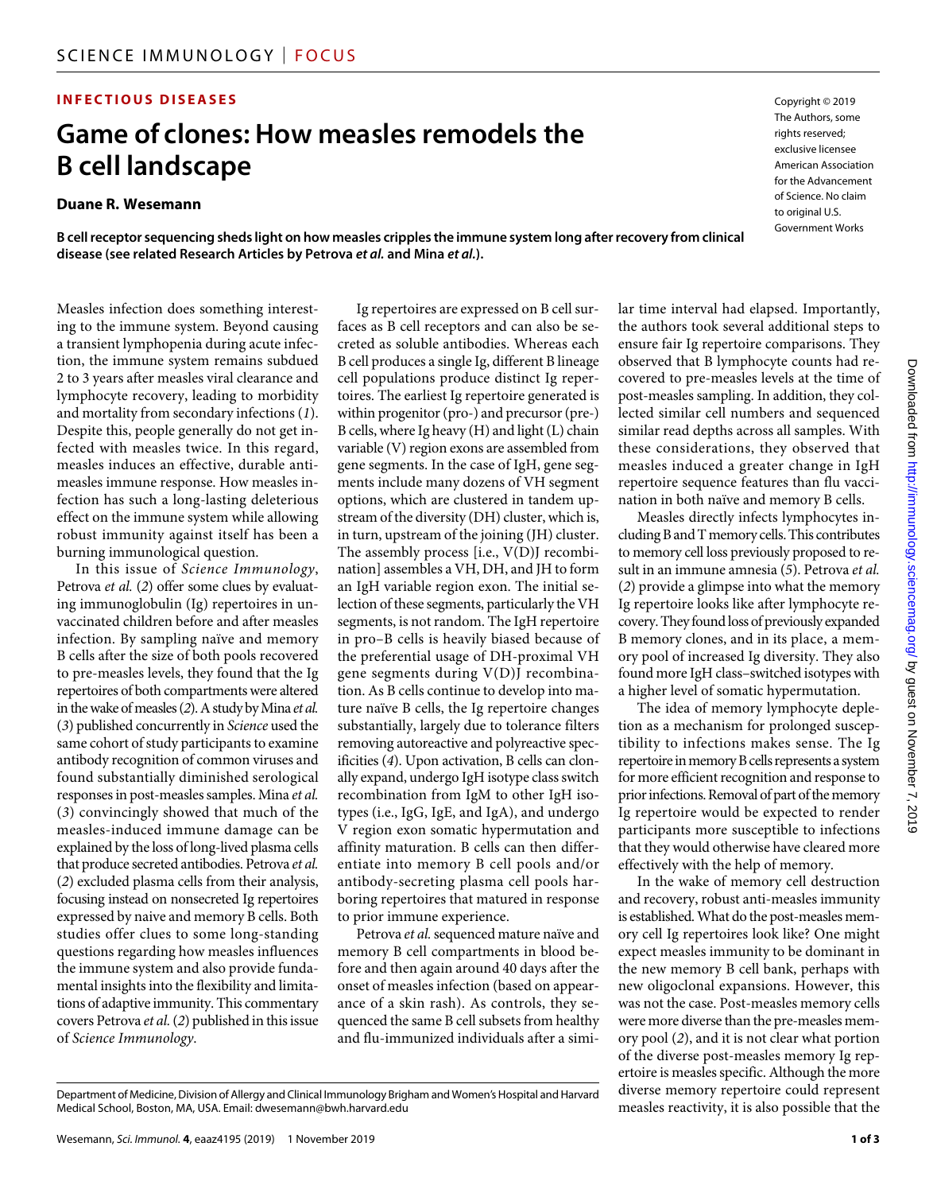INFECTIOUS DISEASES

# Game of clones: How measles remodels the B cell landscape

**Duane R. Wesemann**

Copyright © 2019 The Authors, some rights reserved; exclusive licensee American Association for the Advancement of Science. No claim to original U.S. Government Works

**B cell receptor sequencing sheds light on how measles cripples the immune system long after recovery from clinical disease (see related Research Articles by Petrova *et al.* and Mina *et al.*).**

Measles infection does something interesting to the immune system. Beyond causing a transient lymphopenia during acute infection, the immune system remains subdued 2 to 3 years after measles viral clearance and lymphocyte recovery, leading to morbidity and mortality from secondary infections (*1*). Despite this, people generally do not get infected with measles twice. In this regard, measles induces an effective, durable anti-measles immune response. How measles infection has such a long-lasting deleterious effect on the immune system while allowing robust immunity against itself has been a burning immunological question.

In this issue of *Science Immunology*, Petrova *et al.* (*2*) offer some clues by evaluating immunoglobulin (Ig) repertoires in unvaccinated children before and after measles infection. By sampling naïve and memory B cells after the size of both pools recovered to pre-measles levels, they found that the Ig repertoires of both compartments were altered in the wake of measles (*2*). A study by Mina *et al.* (*3*) published concurrently in *Science* used the same cohort of study participants to examine antibody recognition of common viruses and found substantially diminished serological responses in post-measles samples. Mina *et al.* (*3*) convincingly showed that much of the measles-induced immune damage can be explained by the loss of long-lived plasma cells that produce secreted antibodies. Petrova *et al.* (*2*) excluded plasma cells from their analysis, focusing instead on nonsecreted Ig repertoires expressed by naive and memory B cells. Both studies offer clues to some long-standing questions regarding how measles influences the immune system and also provide fundamental insights into the flexibility and limitations of adaptive immunity. This commentary covers Petrova *et al.* (*2*) published in this issue of *Science Immunology*.

Ig repertoires are expressed on B cell surfaces as B cell receptors and can also be secreted as soluble antibodies. Whereas each B cell produces a single Ig, different B lineage cell populations produce distinct Ig repertoires. The earliest Ig repertoire generated is within progenitor (pro-) and precursor (pre-) B cells, where Ig heavy (H) and light (L) chain variable (V) region exons are assembled from gene segments. In the case of IgH, gene segments include many dozens of VH segment options, which are clustered in tandem upstream of the diversity (DH) cluster, which is, in turn, upstream of the joining (JH) cluster. The assembly process [i.e., V(D)J recombination] assembles a VH, DH, and JH to form an IgH variable region exon. The initial selection of these segments, particularly the VH segments, is not random. The IgH repertoire in pro–B cells is heavily biased because of the preferential usage of DH-proximal VH gene segments during V(D)J recombination. As B cells continue to develop into mature naïve B cells, the Ig repertoire changes substantially, largely due to tolerance filters removing autoreactive and polyreactive specificities (*4*). Upon activation, B cells can clonally expand, undergo IgH isotype class switch recombination from IgM to other IgH isotypes (i.e., IgG, IgE, and IgA), and undergo V region exon somatic hypermutation and affinity maturation. B cells can then differentiate into memory B cell pools and/or antibody-secreting plasma cell pools harboring repertoires that matured in response to prior immune experience.

Petrova *et al.* sequenced mature naïve and memory B cell compartments in blood before and then again around 40 days after the onset of measles infection (based on appearance of a skin rash). As controls, they sequenced the same B cell subsets from healthy and flu-immunized individuals after a similar time interval had elapsed. Importantly, the authors took several additional steps to ensure fair Ig repertoire comparisons. They observed that B lymphocyte counts had recovered to pre-measles levels at the time of post-measles sampling. In addition, they collected similar cell numbers and sequenced similar read depths across all samples. With these considerations, they observed that measles induced a greater change in IgH repertoire sequence features than flu vaccination in both naïve and memory B cells.

Measles directly infects lymphocytes including B and T memory cells. This contributes to memory cell loss previously proposed to result in an immune amnesia (*5*). Petrova *et al.* (*2*) provide a glimpse into what the memory Ig repertoire looks like after lymphocyte recovery. They found loss of previously expanded B memory clones, and in its place, a memory pool of increased Ig diversity. They also found more IgH class–switched isotypes with a higher level of somatic hypermutation.

The idea of memory lymphocyte depletion as a mechanism for prolonged susceptibility to infections makes sense. The Ig repertoire in memory B cells represents a system for more efficient recognition and response to prior infections. Removal of part of the memory Ig repertoire would be expected to render participants more susceptible to infections that they would otherwise have cleared more effectively with the help of memory.

In the wake of memory cell destruction and recovery, robust anti-measles immunity is established. What do the post-measles memory cell Ig repertoires look like? One might expect measles immunity to be dominant in the new memory B cell bank, perhaps with new oligoclonal expansions. However, this was not the case. Post-measles memory cells were more diverse than the pre-measles memory pool (*2*), and it is not clear what portion of the diverse post-measles memory Ig repertoire is measles specific. Although the more diverse memory repertoire could represent measles reactivity, it is also possible that the

Department of Medicine, Division of Allergy and Clinical Immunology Brigham and Women's Hospital and Harvard Medical School, Boston, MA, USA. Email: dwesemann@bwh.harvard.edu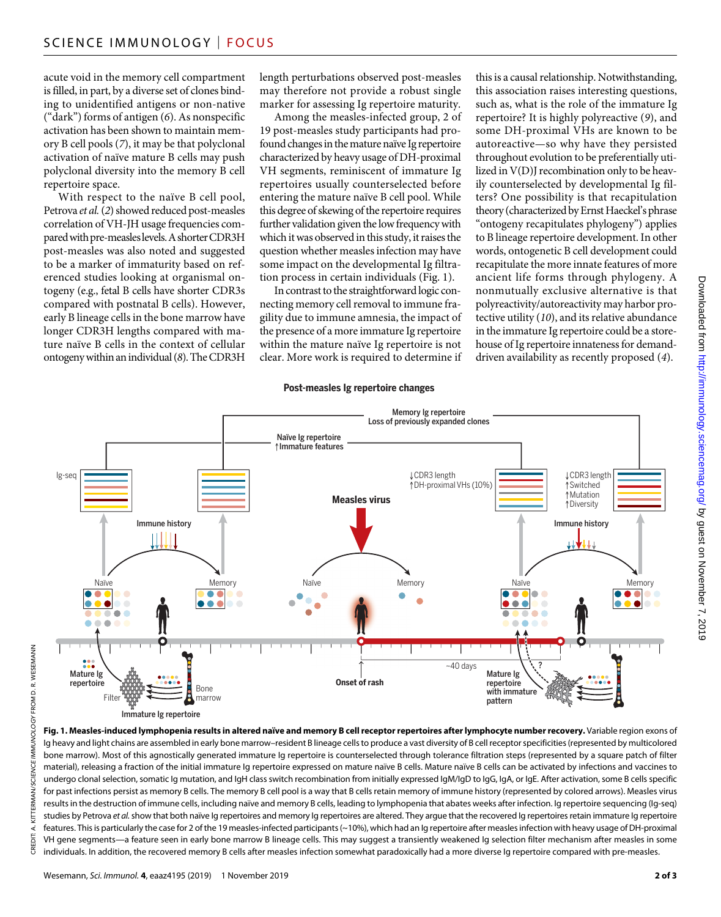acute void in the memory cell compartment is filled, in part, by a diverse set of clones binding to unidentified antigens or non-native ("dark") forms of antigen (6). As nonspecific activation has been shown to maintain memory B cell pools (7), it may be that polyclonal activation of naïve mature B cells may push polyclonal diversity into the memory B cell repertoire space.

With respect to the naïve B cell pool, Petrova *et al.* (2) showed reduced post-measles correlation of VH-JH usage frequencies compared with pre-measles levels. A shorter CDR3H post-measles was also noted and suggested to be a marker of immaturity based on referenced studies looking at organismal ontogeny (e.g., fetal B cells have shorter CDR3s compared with postnatal B cells). However, early B lineage cells in the bone marrow have longer CDR3H lengths compared with mature naïve B cells in the context of cellular ontogeny within an individual (8). The CDR3H length perturbations observed post-measles may therefore not provide a robust single marker for assessing Ig repertoire maturity.

Among the measles-infected group, 2 of 19 post-measles study participants had profound changes in the mature naïve Ig repertoire characterized by heavy usage of DH-proximal VH segments, reminiscent of immature Ig repertoires usually counterselected before entering the mature naïve B cell pool. While this degree of skewing of the repertoire requires further validation given the low frequency with which it was observed in this study, it raises the question whether measles infection may have some impact on the developmental Ig filtration process in certain individuals (Fig. 1).

In contrast to the straightforward logic connecting memory cell removal to immune fragility due to immune amnesia, the impact of the presence of a more immature Ig repertoire within the mature naïve Ig repertoire is not clear. More work is required to determine if this is a causal relationship. Notwithstanding, this association raises interesting questions, such as, what is the role of the immature Ig repertoire? It is highly polyreactive (9), and some DH-proximal VHs are known to be autoreactive—so why have they persisted throughout evolution to be preferentially utilized in V(D)J recombination only to be heavily counterselected by developmental Ig filters? One possibility is that recapitulation theory (characterized by Ernst Haeckel's phrase "ontogeny recapitulates phylogeny") applies to B lineage repertoire development. In other words, ontogenetic B cell development could recapitulate the more innate features of more ancient life forms through phylogeny. A nonmutually exclusive alternative is that polyreactivity/autoreactivity may harbor protective utility (10), and its relative abundance in the immature Ig repertoire could be a storehouse of Ig repertoire innateness for demand-driven availability as recently proposed (4).

**Fig. 1. Measles-induced lymphopenia results in altered naïve and memory B cell receptor repertoires after lymphocyte number recovery.** Variable region exons of Ig heavy and light chains are assembled in early bone marrow–resident B lineage cells to produce a vast diversity of B cell receptor specificities (represented by multicolored bone marrow). Most of this agnostically generated immature Ig repertoire is counterselected through tolerance filtration steps (represented by a square patch of filter material), releasing a fraction of the initial immature Ig repertoire expressed on mature naïve B cells. Mature naïve B cells can be activated by infections and vaccines to undergo clonal selection, somatic Ig mutation, and IgH class switch recombination from initially expressed IgM/IgD to IgG, IgA, or IgE. After activation, some B cells specific for past infections persist as memory B cells. The memory B cell pool is a way that B cells retain memory of immune history (represented by colored arrows). Measles virus results in the destruction of immune cells, including naïve and memory B cells, leading to lymphopenia that abates weeks after infection. Ig repertoire sequencing (Ig-seq) studies by Petrova *et al.* show that both naïve Ig repertoires and memory Ig repertoires are altered. They argue that the recovered Ig repertoires retain immature Ig repertoire features. This is particularly the case for 2 of the 19 measles-infected participants (~10%), which had an Ig repertoire after measles infection with heavy usage of DH-proximal VH gene segments—a feature seen in early bone marrow B lineage cells. This may suggest a transiently weakened Ig selection filter mechanism after measles in some individuals. In addition, the recovered memory B cells after measles infection somewhat paradoxically had a more diverse Ig repertoire compared with pre-measles.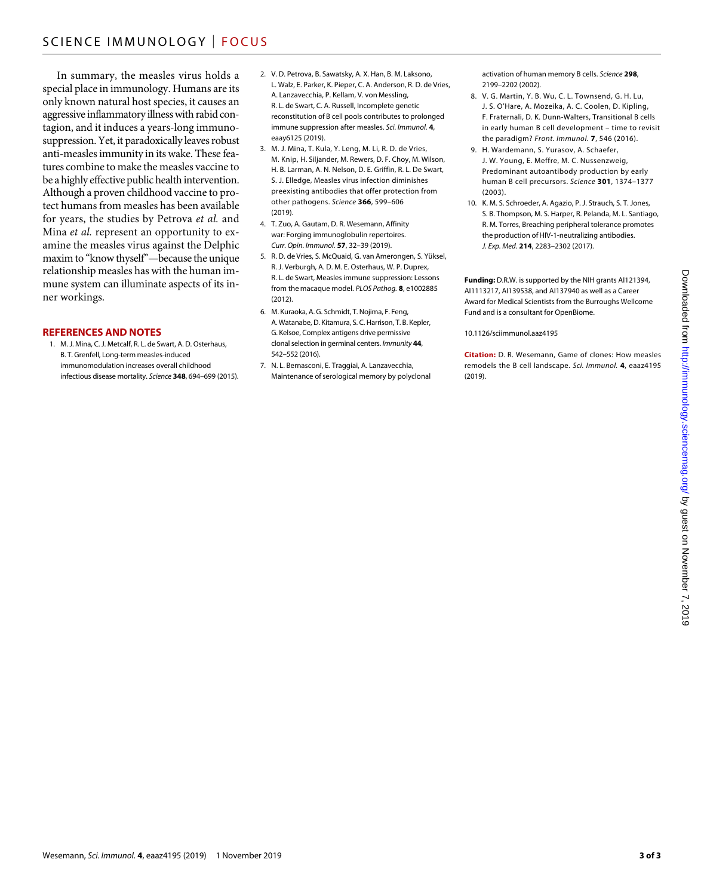In summary, the measles virus holds a special place in immunology. Humans are its only known natural host species, it causes an aggressive inflammatory illness with rabid contagion, and it induces a years-long immunosuppression. Yet, it paradoxically leaves robust anti-measles immunity in its wake. These features combine to make the measles vaccine to be a highly effective public health intervention. Although a proven childhood vaccine to protect humans from measles has been available for years, the studies by Petrova *et al.* and Mina *et al.* represent an opportunity to examine the measles virus against the Delphic maxim to "know thyself"—because the unique relationship measles has with the human immune system can illuminate aspects of its inner workings.

## REFERENCES AND NOTES

1. M. J. Mina, C. J. Metcalf, R. L. de Swart, A. D. Osterhaus, B. T. Grenfell, Long-term measles-induced immunomodulation increases overall childhood infectious disease mortality. *Science* **348**, 694–699 (2015).
2. V. D. Petrova, B. Sawatsky, A. X. Han, B. M. Laksono, L. Walz, E. Parker, K. Pieper, C. A. Anderson, R. D. de Vries, A. Lanzavecchia, P. Kellam, V. von Messling, R. L. de Swart, C. A. Russell, Incomplete genetic reconstitution of B cell pools contributes to prolonged immune suppression after measles. *Sci. Immunol.* **4**, eaay6125 (2019).
3. M. J. Mina, T. Kula, Y. Leng, M. Li, R. D. de Vries, M. Knip, H. Siljander, M. Rewers, D. F. Choy, M. Wilson, H. B. Larman, A. N. Nelson, D. E. Griffin, R. L. De Swart, S. J. Elledge, Measles virus infection diminishes preexisting antibodies that offer protection from other pathogens. *Science* **366**, 599–606 (2019).
4. T. Zuo, A. Gautam, D. R. Wesemann, Affinity war: Forging immunoglobulin repertoires. *Curr. Opin. Immunol.* **57**, 32–39 (2019).
5. R. D. de Vries, S. McQuaid, G. van Amerongen, S. Yüksel, R. J. Verburgh, A. D. M. E. Osterhaus, W. P. Duprex, R. L. de Swart, Measles immune suppression: Lessons from the macaque model. *PLOS Pathog.* **8**, e1002885 (2012).
6. M. Kuraoka, A. G. Schmidt, T. Nojima, F. Feng, A. Watanabe, D. Kitamura, S. C. Harrison, T. B. Kepler, G. Kelsoe, Complex antigens drive permissive clonal selection in germinal centers. *Immunity* **44**, 542–552 (2016).
7. N. L. Bernasconi, E. Traggiai, A. Lanzavecchia, Maintenance of serological memory by polyclonal activation of human memory B cells. *Science* **298**, 2199–2202 (2002).
8. V. G. Martin, Y. B. Wu, C. L. Townsend, G. H. Lu, J. S. O'Hare, A. Mozeika, A. C. Coolen, D. Kipling, F. Fraternali, D. K. Dunn-Walters, Transitional B cells in early human B cell development – time to revisit the paradigm? *Front. Immunol.* **7**, 546 (2016).
9. H. Wardemann, S. Yurasov, A. Schaefer, J. W. Young, E. Meffre, M. C. Nussenzweig, Predominant autoantibody production by early human B cell precursors. *Science* **301**, 1374–1377 (2003).
10. K. M. S. Schroeder, A. Agazio, P. J. Strauch, S. T. Jones, S. B. Thompson, M. S. Harper, R. Pelanda, M. L. Santiago, R. M. Torres, Breaching peripheral tolerance promotes the production of HIV-1-neutralizing antibodies. *J. Exp. Med.* **214**, 2283–2302 (2017).

**Funding:** D.R.W. is supported by the NIH grants AI121394, AI1113217, AI139538, and AI137940 as well as a Career Award for Medical Scientists from the Burroughs Wellcome Fund and is a consultant for OpenBiome.

10.1126/sciimmunol.aaz4195

**Citation:** D. R. Wesemann, Game of clones: How measles remodels the B cell landscape. *Sci. Immunol.* **4**, eaaz4195 (2019).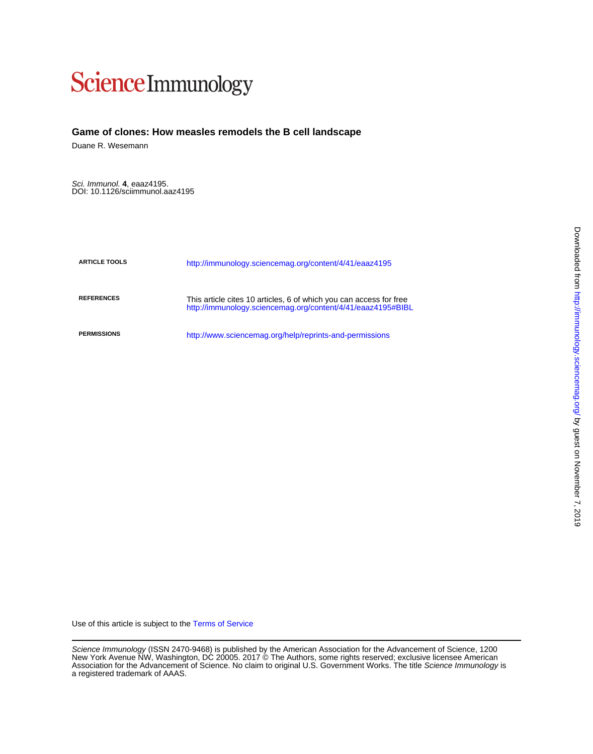# Science Immunology

## Game of clones: How measles remodels the B cell landscape

Duane R. Wesemann

*Sci. Immunol.* **4**, eaaz4195.
DOI: 10.1126/sciimmunol.aaz4195

| | |
|---|---|
| **ARTICLE TOOLS** | http://immunology.sciencemag.org/content/4/41/eaaz4195 |
| **REFERENCES** | This article cites 10 articles, 6 of which you can access for free http://immunology.sciencemag.org/content/4/41/eaaz4195#BIBL |
| **PERMISSIONS** | http://www.sciencemag.org/help/reprints-and-permissions |

Use of this article is subject to the Terms of Service

*Science Immunology* (ISSN 2470-9468) is published by the American Association for the Advancement of Science, 1200 New York Avenue NW, Washington, DC 20005. 2017 © The Authors, some rights reserved; exclusive licensee American Association for the Advancement of Science. No claim to original U.S. Government Works. The title *Science Immunology* is a registered trademark of AAAS.

Downloaded from http://immunology.sciencemag.org/ by guest on November 7, 2019